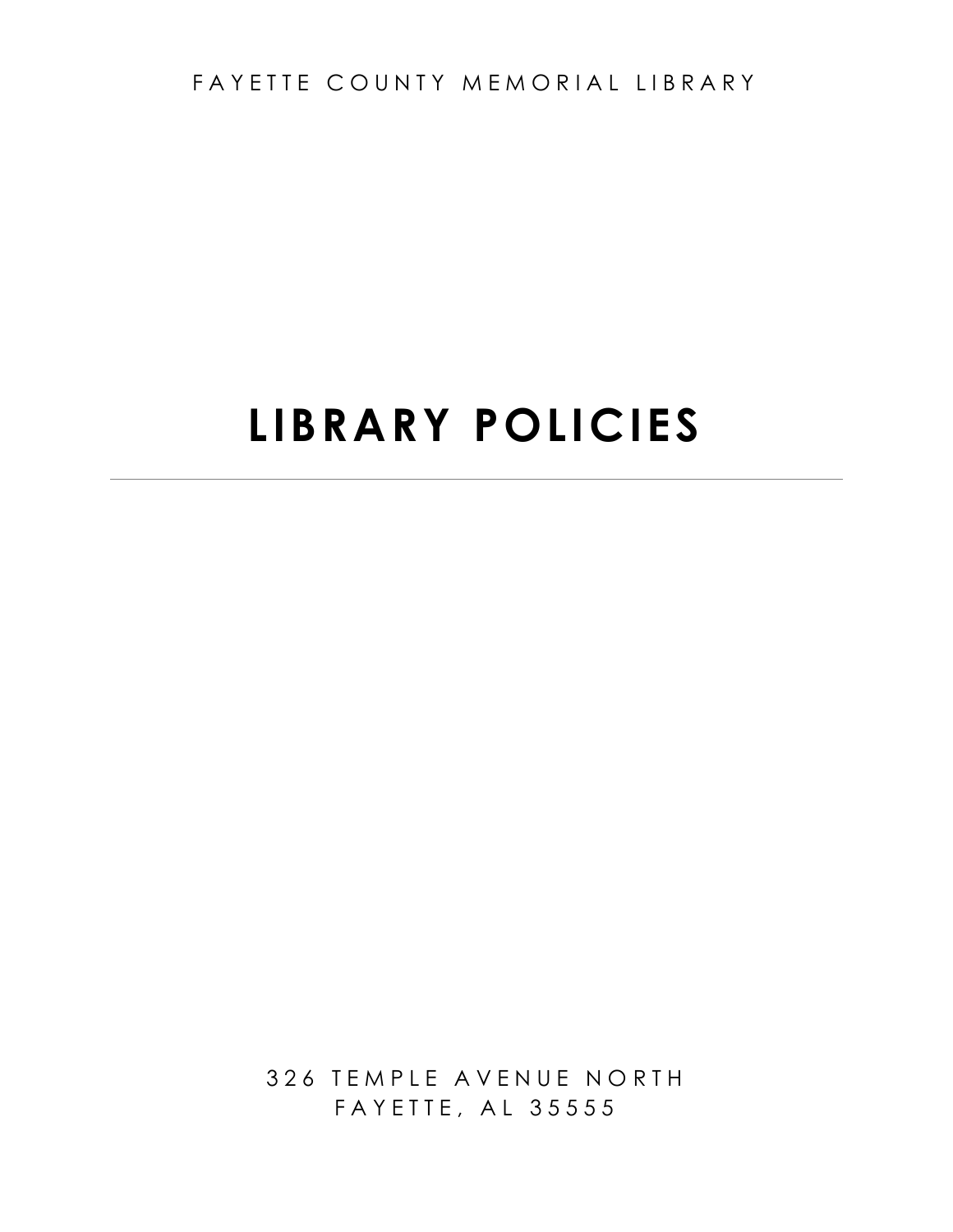FAYETTE COUNTY MEMORIAL LIBRARY

# LIBRARY POLICIES

---

326 TEMPLE AVENUE NORTH
FAYETTE, AL 35555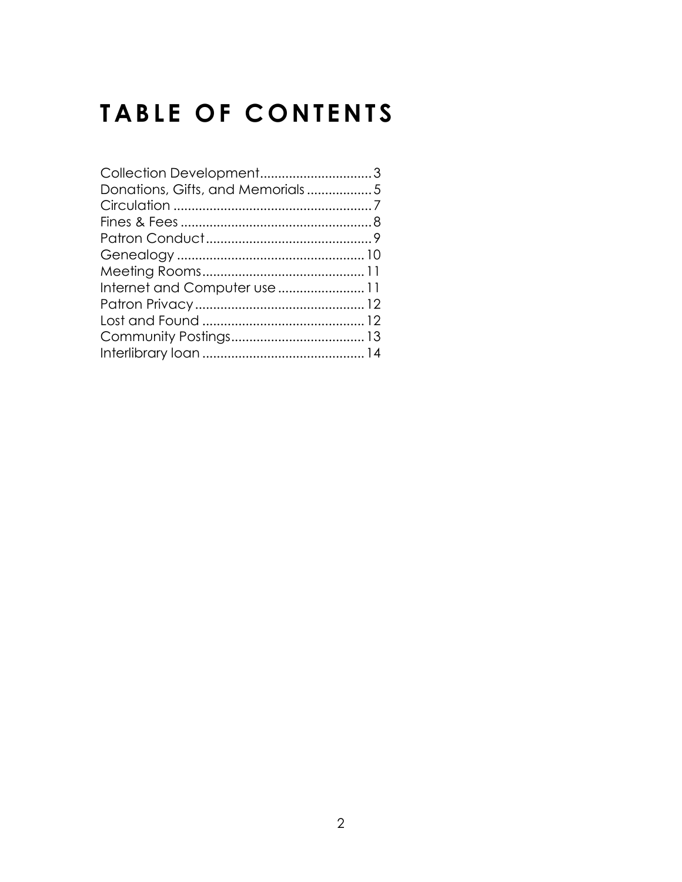# TABLE OF CONTENTS

Collection Development...............................3
Donations, Gifts, and Memorials..................5
Circulation.......................................................7
Fines & Fees.....................................................8
Patron Conduct..............................................9
Genealogy....................................................10
Meeting Rooms.............................................11
Internet and Computer use........................11
Patron Privacy...............................................12
Lost and Found.............................................12
Community Postings.....................................13
Interlibrary loan.............................................14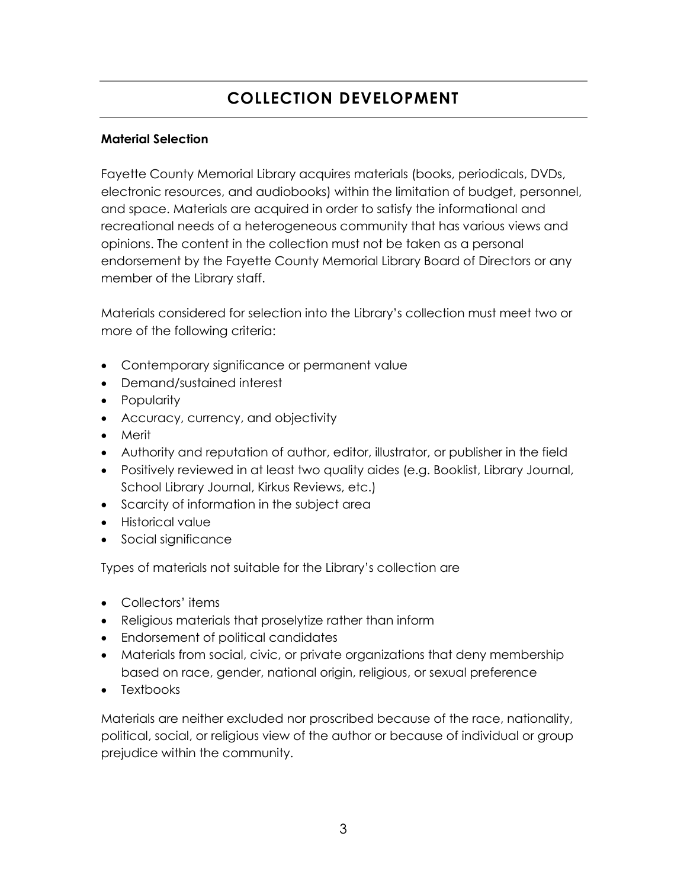# COLLECTION DEVELOPMENT

**Material Selection**

Fayette County Memorial Library acquires materials (books, periodicals, DVDs, electronic resources, and audiobooks) within the limitation of budget, personnel, and space. Materials are acquired in order to satisfy the informational and recreational needs of a heterogeneous community that has various views and opinions. The content in the collection must not be taken as a personal endorsement by the Fayette County Memorial Library Board of Directors or any member of the Library staff.

Materials considered for selection into the Library's collection must meet two or more of the following criteria:

- Contemporary significance or permanent value
- Demand/sustained interest
- Popularity
- Accuracy, currency, and objectivity
- Merit
- Authority and reputation of author, editor, illustrator, or publisher in the field
- Positively reviewed in at least two quality aides (e.g. Booklist, Library Journal, School Library Journal, Kirkus Reviews, etc.)
- Scarcity of information in the subject area
- Historical value
- Social significance

Types of materials not suitable for the Library's collection are

- Collectors' items
- Religious materials that proselytize rather than inform
- Endorsement of political candidates
- Materials from social, civic, or private organizations that deny membership based on race, gender, national origin, religious, or sexual preference
- Textbooks

Materials are neither excluded nor proscribed because of the race, nationality, political, social, or religious view of the author or because of individual or group prejudice within the community.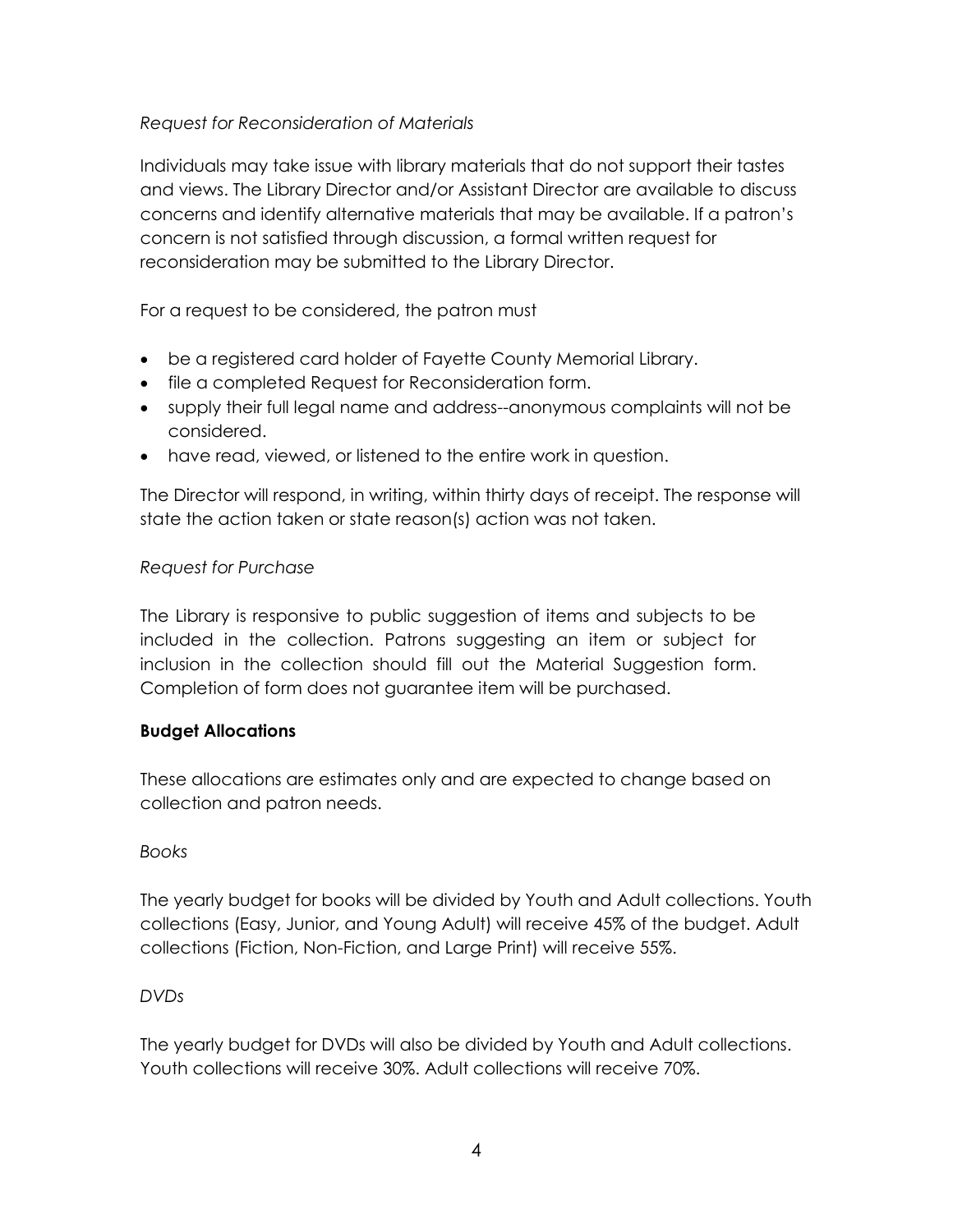*Request for Reconsideration of Materials*

Individuals may take issue with library materials that do not support their tastes and views. The Library Director and/or Assistant Director are available to discuss concerns and identify alternative materials that may be available. If a patron's concern is not satisfied through discussion, a formal written request for reconsideration may be submitted to the Library Director.

For a request to be considered, the patron must

- be a registered card holder of Fayette County Memorial Library.
- file a completed Request for Reconsideration form.
- supply their full legal name and address--anonymous complaints will not be considered.
- have read, viewed, or listened to the entire work in question.

The Director will respond, in writing, within thirty days of receipt. The response will state the action taken or state reason(s) action was not taken.

*Request for Purchase*

The Library is responsive to public suggestion of items and subjects to be included in the collection. Patrons suggesting an item or subject for inclusion in the collection should fill out the Material Suggestion form. Completion of form does not guarantee item will be purchased.

**Budget Allocations**

These allocations are estimates only and are expected to change based on collection and patron needs.

*Books*

The yearly budget for books will be divided by Youth and Adult collections. Youth collections (Easy, Junior, and Young Adult) will receive 45% of the budget. Adult collections (Fiction, Non-Fiction, and Large Print) will receive 55%.

*DVDs*

The yearly budget for DVDs will also be divided by Youth and Adult collections. Youth collections will receive 30%. Adult collections will receive 70%.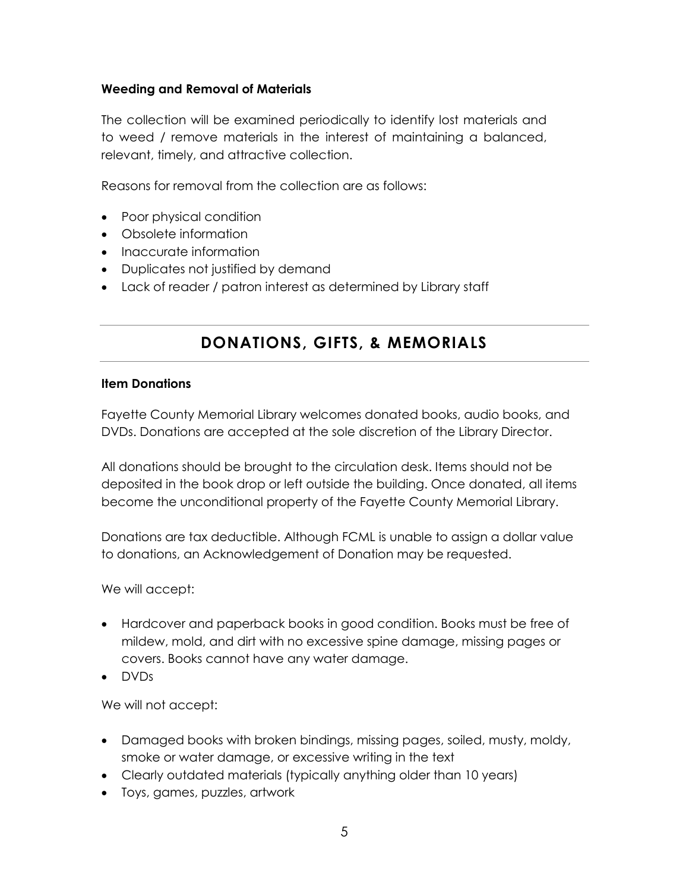### Weeding and Removal of Materials

The collection will be examined periodically to identify lost materials and to weed / remove materials in the interest of maintaining a balanced, relevant, timely, and attractive collection.

Reasons for removal from the collection are as follows:

- Poor physical condition
- Obsolete information
- Inaccurate information
- Duplicates not justified by demand
- Lack of reader / patron interest as determined by Library staff

## DONATIONS, GIFTS, & MEMORIALS

### Item Donations

Fayette County Memorial Library welcomes donated books, audio books, and DVDs. Donations are accepted at the sole discretion of the Library Director.

All donations should be brought to the circulation desk. Items should not be deposited in the book drop or left outside the building. Once donated, all items become the unconditional property of the Fayette County Memorial Library.

Donations are tax deductible. Although FCML is unable to assign a dollar value to donations, an Acknowledgement of Donation may be requested.

We will accept:

- Hardcover and paperback books in good condition. Books must be free of mildew, mold, and dirt with no excessive spine damage, missing pages or covers. Books cannot have any water damage.
- DVDs

We will not accept:

- Damaged books with broken bindings, missing pages, soiled, musty, moldy, smoke or water damage, or excessive writing in the text
- Clearly outdated materials (typically anything older than 10 years)
- Toys, games, puzzles, artwork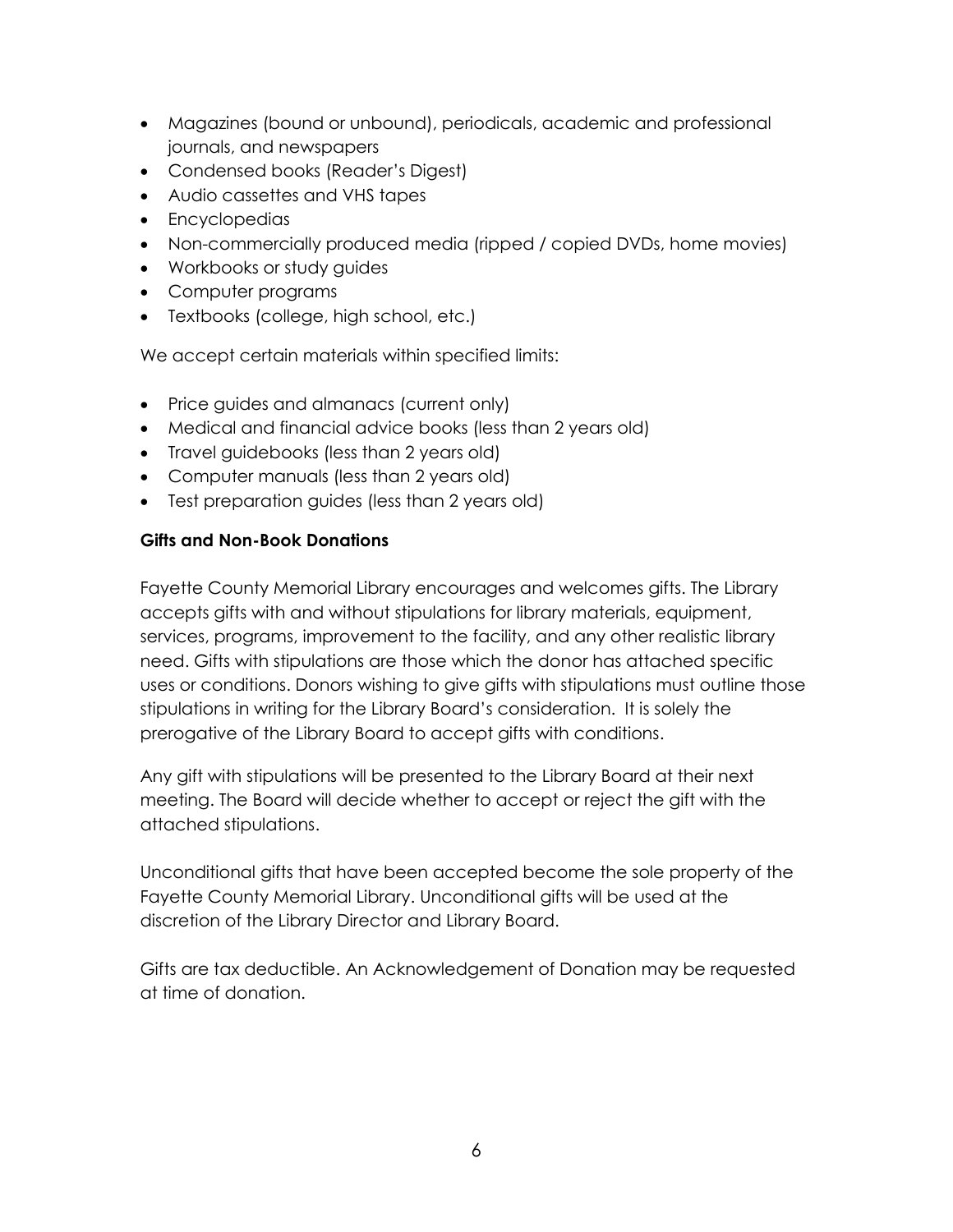- Magazines (bound or unbound), periodicals, academic and professional journals, and newspapers
- Condensed books (Reader's Digest)
- Audio cassettes and VHS tapes
- Encyclopedias
- Non-commercially produced media (ripped / copied DVDs, home movies)
- Workbooks or study guides
- Computer programs
- Textbooks (college, high school, etc.)

We accept certain materials within specified limits:

- Price guides and almanacs (current only)
- Medical and financial advice books (less than 2 years old)
- Travel guidebooks (less than 2 years old)
- Computer manuals (less than 2 years old)
- Test preparation guides (less than 2 years old)

**Gifts and Non-Book Donations**

Fayette County Memorial Library encourages and welcomes gifts. The Library accepts gifts with and without stipulations for library materials, equipment, services, programs, improvement to the facility, and any other realistic library need. Gifts with stipulations are those which the donor has attached specific uses or conditions. Donors wishing to give gifts with stipulations must outline those stipulations in writing for the Library Board's consideration. It is solely the prerogative of the Library Board to accept gifts with conditions.

Any gift with stipulations will be presented to the Library Board at their next meeting. The Board will decide whether to accept or reject the gift with the attached stipulations.

Unconditional gifts that have been accepted become the sole property of the Fayette County Memorial Library. Unconditional gifts will be used at the discretion of the Library Director and Library Board.

Gifts are tax deductible. An Acknowledgement of Donation may be requested at time of donation.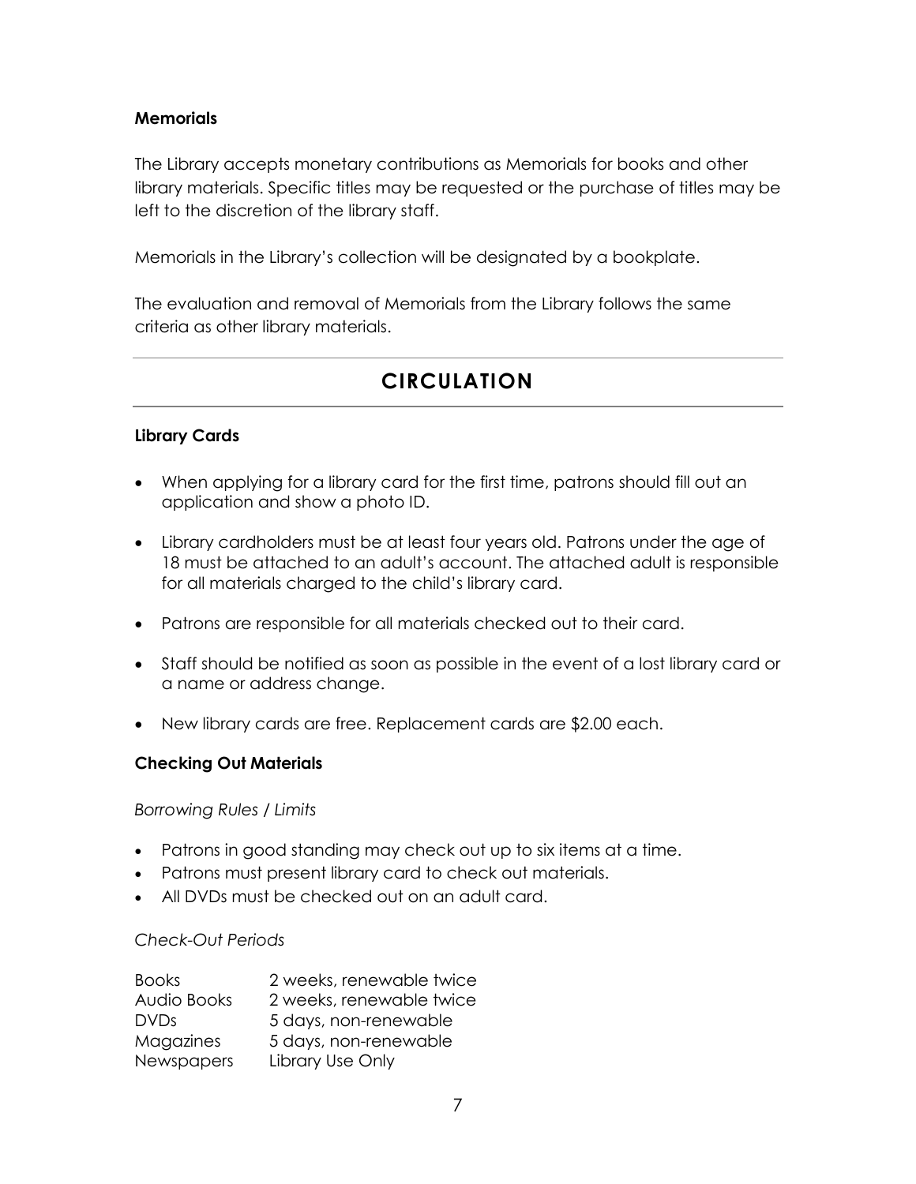### Memorials

The Library accepts monetary contributions as Memorials for books and other library materials. Specific titles may be requested or the purchase of titles may be left to the discretion of the library staff.

Memorials in the Library's collection will be designated by a bookplate.

The evaluation and removal of Memorials from the Library follows the same criteria as other library materials.

---

## CIRCULATION

---

### Library Cards

- When applying for a library card for the first time, patrons should fill out an application and show a photo ID.
- Library cardholders must be at least four years old. Patrons under the age of 18 must be attached to an adult's account. The attached adult is responsible for all materials charged to the child's library card.
- Patrons are responsible for all materials checked out to their card.
- Staff should be notified as soon as possible in the event of a lost library card or a name or address change.
- New library cards are free. Replacement cards are $2.00 each.

### Checking Out Materials

*Borrowing Rules / Limits*

- Patrons in good standing may check out up to six items at a time.
- Patrons must present library card to check out materials.
- All DVDs must be checked out on an adult card.

*Check-Out Periods*

| | |
|---|---|
| Books | 2 weeks, renewable twice |
| Audio Books | 2 weeks, renewable twice |
| DVDs | 5 days, non-renewable |
| Magazines | 5 days, non-renewable |
| Newspapers | Library Use Only |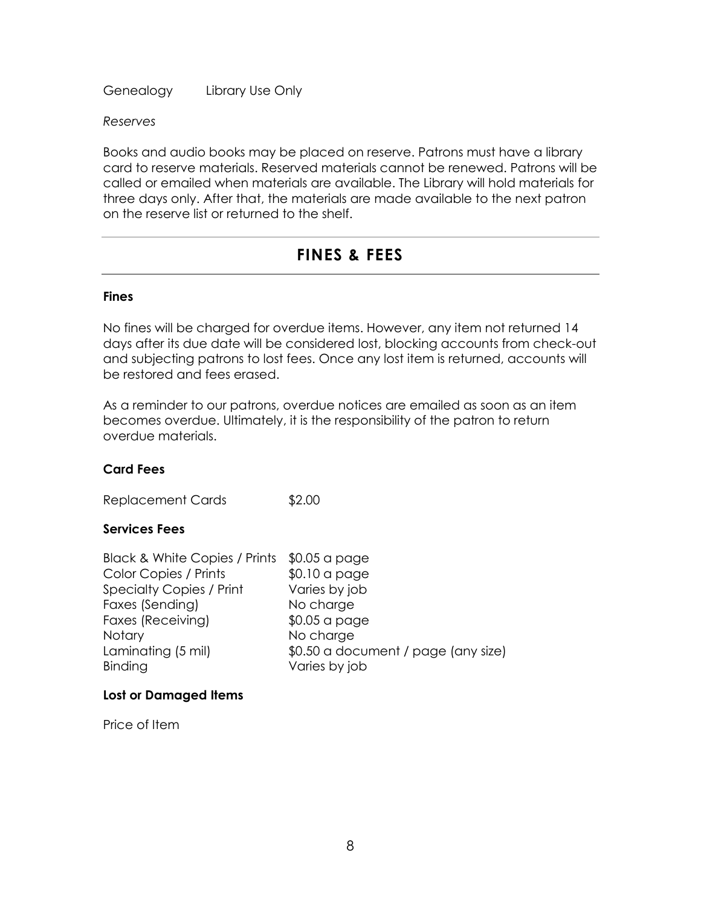| Genealogy | Library Use Only |
|---|---|

*Reserves*

Books and audio books may be placed on reserve. Patrons must have a library card to reserve materials. Reserved materials cannot be renewed. Patrons will be called or emailed when materials are available. The Library will hold materials for three days only. After that, the materials are made available to the next patron on the reserve list or returned to the shelf.

---

## FINES & FEES

---

### Fines

No fines will be charged for overdue items. However, any item not returned 14 days after its due date will be considered lost, blocking accounts from check-out and subjecting patrons to lost fees. Once any lost item is returned, accounts will be restored and fees erased.

As a reminder to our patrons, overdue notices are emailed as soon as an item becomes overdue. Ultimately, it is the responsibility of the patron to return overdue materials.

### Card Fees

| Replacement Cards | $2.00 |
|---|---|

### Services Fees

| Service | Fee |
|---|---|
| Black & White Copies / Prints | $0.05 a page |
| Color Copies / Prints | $0.10 a page |
| Specialty Copies / Print | Varies by job |
| Faxes (Sending) | No charge |
| Faxes (Receiving) | $0.05 a page |
| Notary | No charge |
| Laminating (5 mil) | $0.50 a document / page (any size) |
| Binding | Varies by job |

### Lost or Damaged Items

Price of Item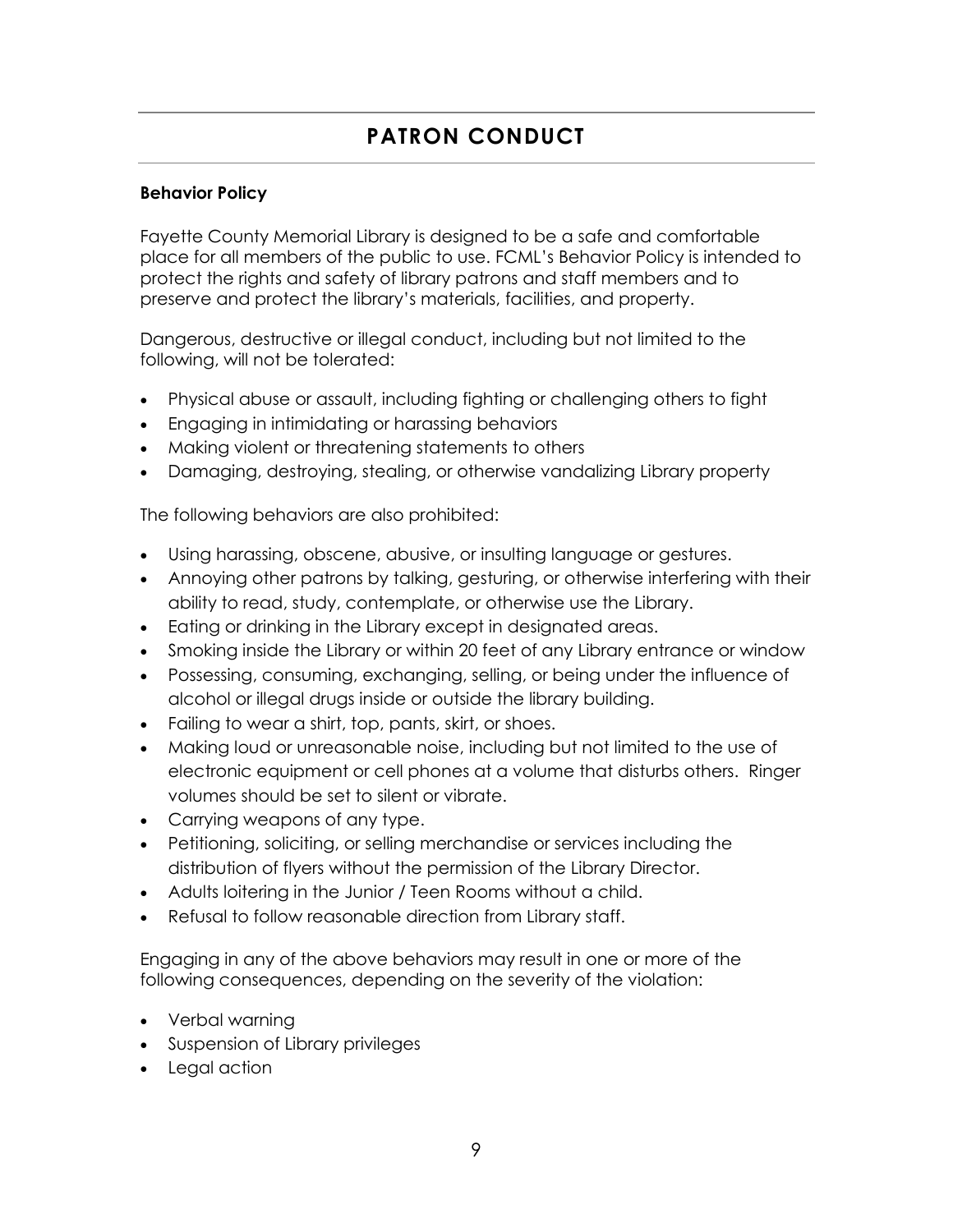# PATRON CONDUCT

**Behavior Policy**

Fayette County Memorial Library is designed to be a safe and comfortable place for all members of the public to use. FCML's Behavior Policy is intended to protect the rights and safety of library patrons and staff members and to preserve and protect the library's materials, facilities, and property.

Dangerous, destructive or illegal conduct, including but not limited to the following, will not be tolerated:

- Physical abuse or assault, including fighting or challenging others to fight
- Engaging in intimidating or harassing behaviors
- Making violent or threatening statements to others
- Damaging, destroying, stealing, or otherwise vandalizing Library property

The following behaviors are also prohibited:

- Using harassing, obscene, abusive, or insulting language or gestures.
- Annoying other patrons by talking, gesturing, or otherwise interfering with their ability to read, study, contemplate, or otherwise use the Library.
- Eating or drinking in the Library except in designated areas.
- Smoking inside the Library or within 20 feet of any Library entrance or window
- Possessing, consuming, exchanging, selling, or being under the influence of alcohol or illegal drugs inside or outside the library building.
- Failing to wear a shirt, top, pants, skirt, or shoes.
- Making loud or unreasonable noise, including but not limited to the use of electronic equipment or cell phones at a volume that disturbs others. Ringer volumes should be set to silent or vibrate.
- Carrying weapons of any type.
- Petitioning, soliciting, or selling merchandise or services including the distribution of flyers without the permission of the Library Director.
- Adults loitering in the Junior / Teen Rooms without a child.
- Refusal to follow reasonable direction from Library staff.

Engaging in any of the above behaviors may result in one or more of the following consequences, depending on the severity of the violation:

- Verbal warning
- Suspension of Library privileges
- Legal action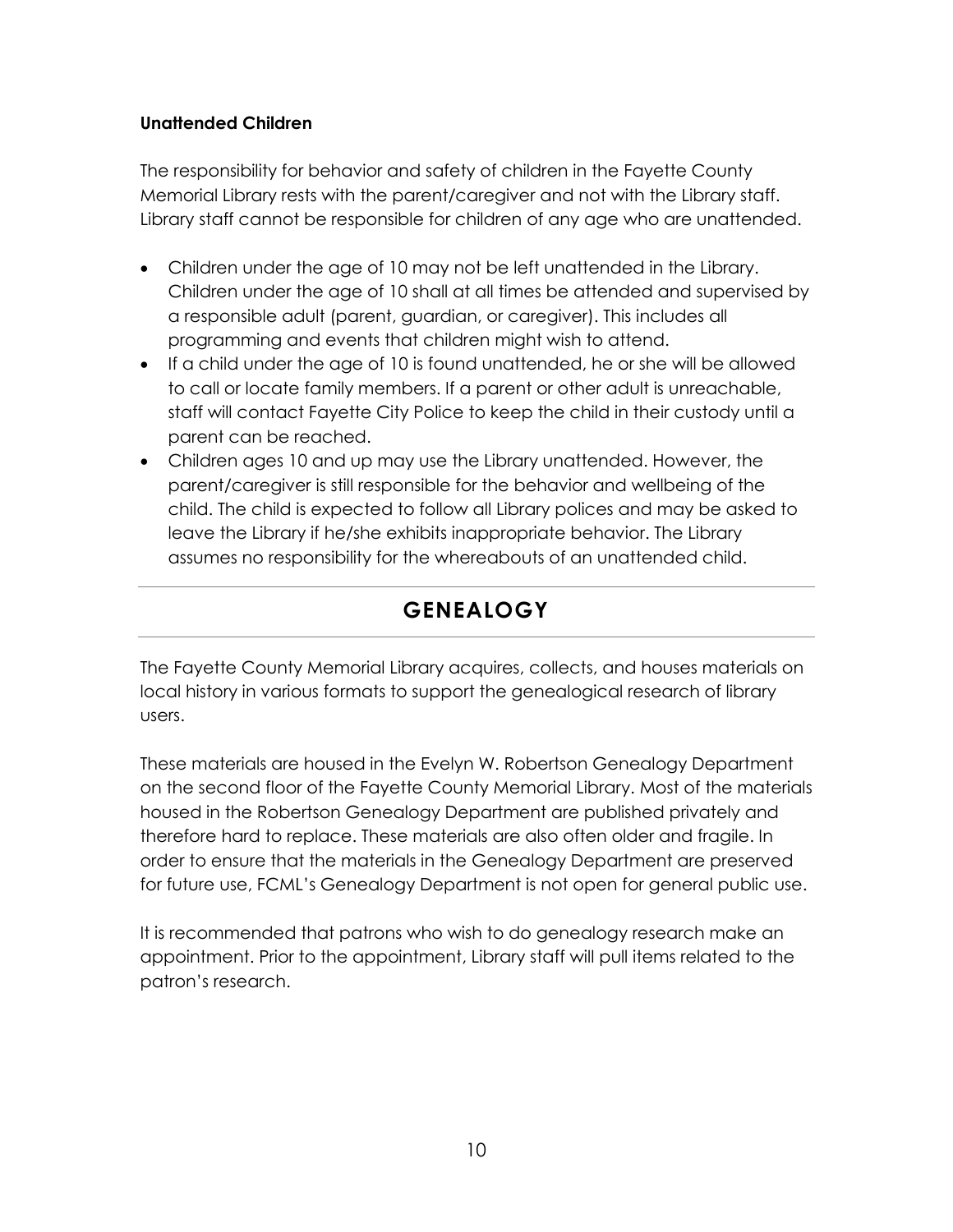**Unattended Children**

The responsibility for behavior and safety of children in the Fayette County Memorial Library rests with the parent/caregiver and not with the Library staff. Library staff cannot be responsible for children of any age who are unattended.

- Children under the age of 10 may not be left unattended in the Library. Children under the age of 10 shall at all times be attended and supervised by a responsible adult (parent, guardian, or caregiver). This includes all programming and events that children might wish to attend.
- If a child under the age of 10 is found unattended, he or she will be allowed to call or locate family members. If a parent or other adult is unreachable, staff will contact Fayette City Police to keep the child in their custody until a parent can be reached.
- Children ages 10 and up may use the Library unattended. However, the parent/caregiver is still responsible for the behavior and wellbeing of the child. The child is expected to follow all Library polices and may be asked to leave the Library if he/she exhibits inappropriate behavior. The Library assumes no responsibility for the whereabouts of an unattended child.

## GENEALOGY

The Fayette County Memorial Library acquires, collects, and houses materials on local history in various formats to support the genealogical research of library users.

These materials are housed in the Evelyn W. Robertson Genealogy Department on the second floor of the Fayette County Memorial Library. Most of the materials housed in the Robertson Genealogy Department are published privately and therefore hard to replace. These materials are also often older and fragile. In order to ensure that the materials in the Genealogy Department are preserved for future use, FCML's Genealogy Department is not open for general public use.

It is recommended that patrons who wish to do genealogy research make an appointment. Prior to the appointment, Library staff will pull items related to the patron's research.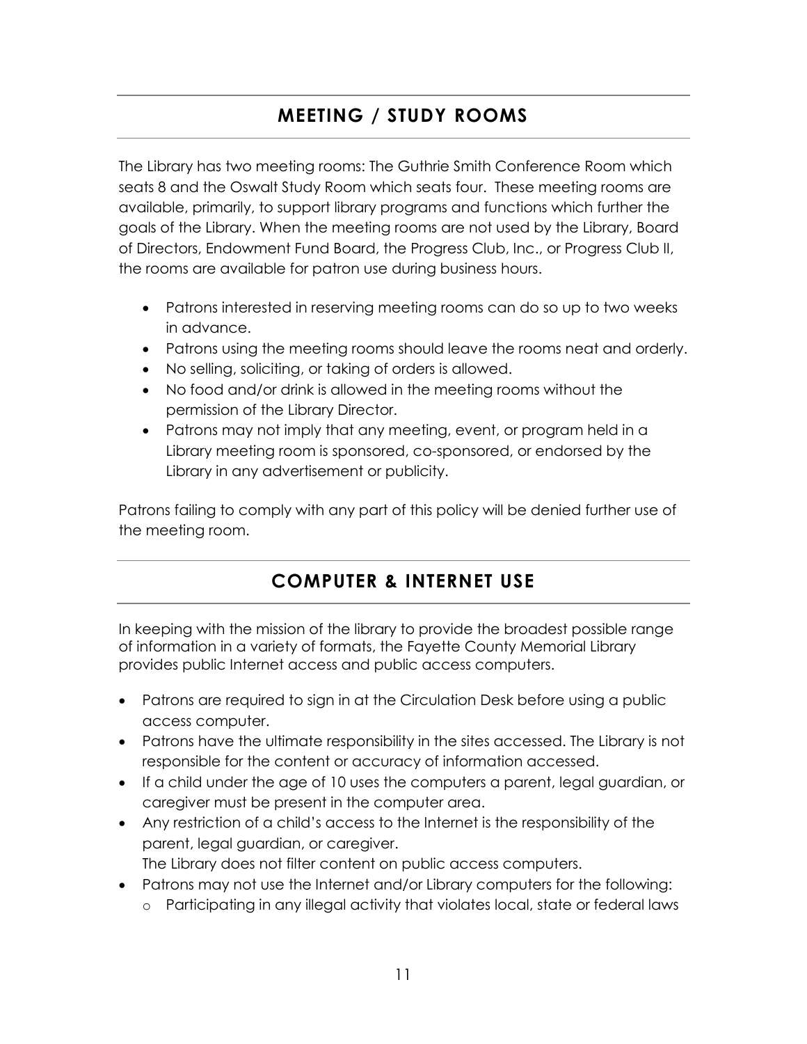## MEETING / STUDY ROOMS

The Library has two meeting rooms: The Guthrie Smith Conference Room which seats 8 and the Oswalt Study Room which seats four. These meeting rooms are available, primarily, to support library programs and functions which further the goals of the Library. When the meeting rooms are not used by the Library, Board of Directors, Endowment Fund Board, the Progress Club, Inc., or Progress Club II, the rooms are available for patron use during business hours.

- Patrons interested in reserving meeting rooms can do so up to two weeks in advance.
- Patrons using the meeting rooms should leave the rooms neat and orderly.
- No selling, soliciting, or taking of orders is allowed.
- No food and/or drink is allowed in the meeting rooms without the permission of the Library Director.
- Patrons may not imply that any meeting, event, or program held in a Library meeting room is sponsored, co-sponsored, or endorsed by the Library in any advertisement or publicity.

Patrons failing to comply with any part of this policy will be denied further use of the meeting room.

## COMPUTER & INTERNET USE

In keeping with the mission of the library to provide the broadest possible range of information in a variety of formats, the Fayette County Memorial Library provides public Internet access and public access computers.

- Patrons are required to sign in at the Circulation Desk before using a public access computer.
- Patrons have the ultimate responsibility in the sites accessed. The Library is not responsible for the content or accuracy of information accessed.
- If a child under the age of 10 uses the computers a parent, legal guardian, or caregiver must be present in the computer area.
- Any restriction of a child's access to the Internet is the responsibility of the parent, legal guardian, or caregiver.
  The Library does not filter content on public access computers.
- Patrons may not use the Internet and/or Library computers for the following:
  - Participating in any illegal activity that violates local, state or federal laws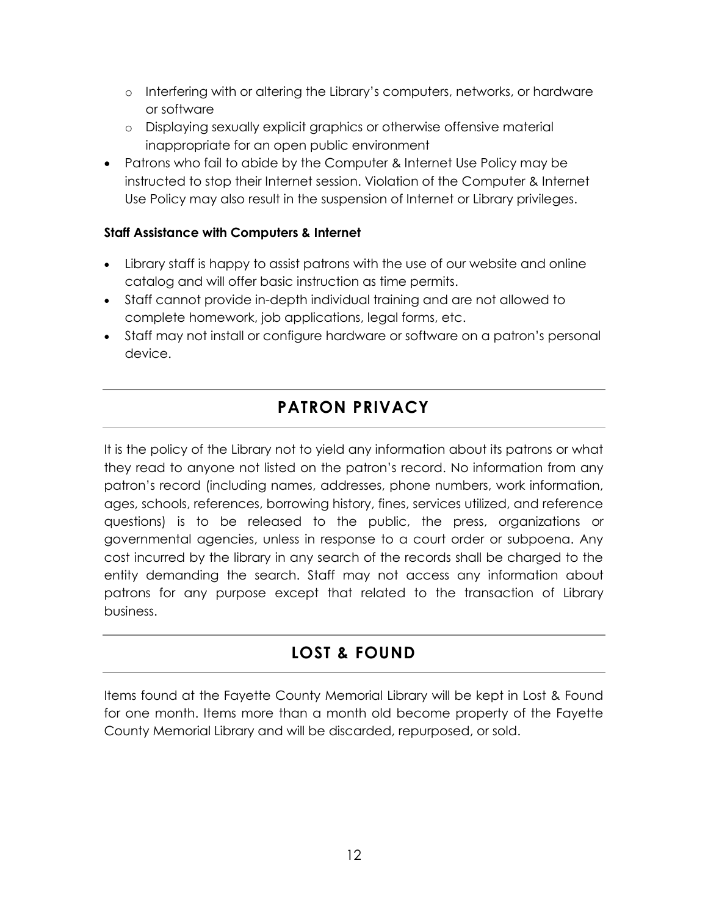- Interfering with or altering the Library's computers, networks, or hardware or software
  - Displaying sexually explicit graphics or otherwise offensive material inappropriate for an open public environment
- Patrons who fail to abide by the Computer & Internet Use Policy may be instructed to stop their Internet session. Violation of the Computer & Internet Use Policy may also result in the suspension of Internet or Library privileges.

**Staff Assistance with Computers & Internet**

- Library staff is happy to assist patrons with the use of our website and online catalog and will offer basic instruction as time permits.
- Staff cannot provide in-depth individual training and are not allowed to complete homework, job applications, legal forms, etc.
- Staff may not install or configure hardware or software on a patron's personal device.

## PATRON PRIVACY

It is the policy of the Library not to yield any information about its patrons or what they read to anyone not listed on the patron's record. No information from any patron's record (including names, addresses, phone numbers, work information, ages, schools, references, borrowing history, fines, services utilized, and reference questions) is to be released to the public, the press, organizations or governmental agencies, unless in response to a court order or subpoena. Any cost incurred by the library in any search of the records shall be charged to the entity demanding the search. Staff may not access any information about patrons for any purpose except that related to the transaction of Library business.

## LOST & FOUND

Items found at the Fayette County Memorial Library will be kept in Lost & Found for one month. Items more than a month old become property of the Fayette County Memorial Library and will be discarded, repurposed, or sold.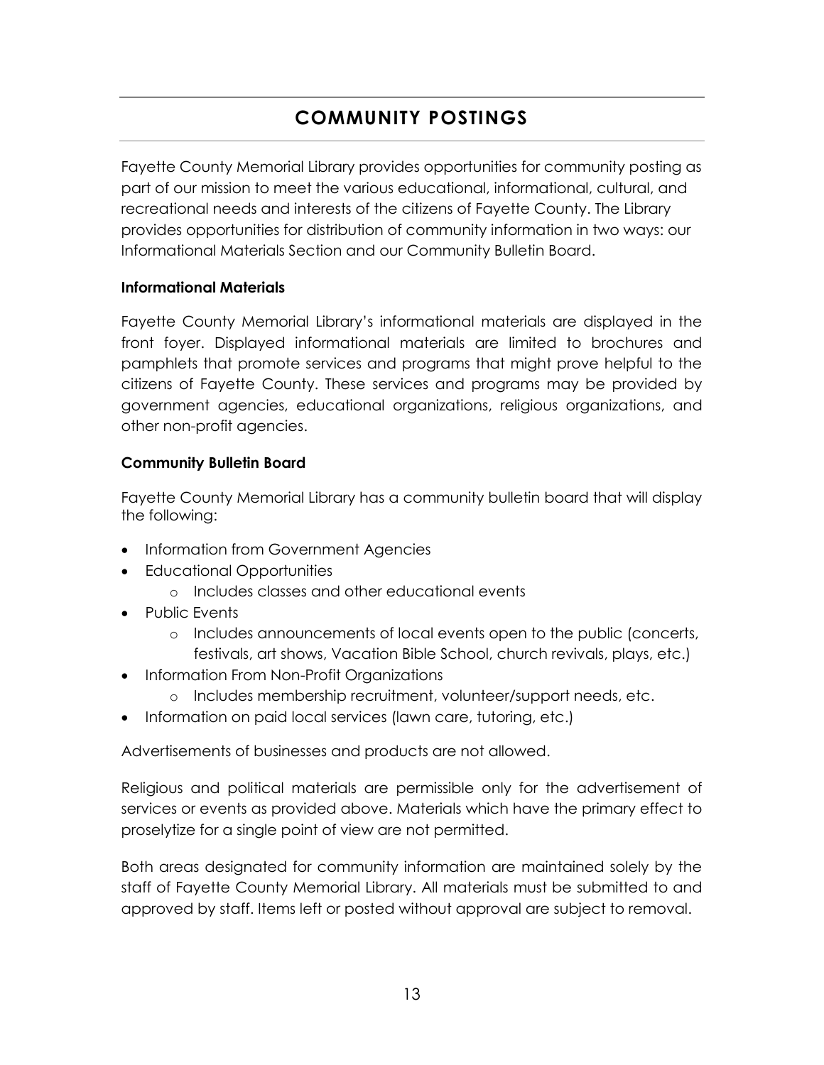# COMMUNITY POSTINGS

Fayette County Memorial Library provides opportunities for community posting as part of our mission to meet the various educational, informational, cultural, and recreational needs and interests of the citizens of Fayette County. The Library provides opportunities for distribution of community information in two ways: our Informational Materials Section and our Community Bulletin Board.

### Informational Materials

Fayette County Memorial Library's informational materials are displayed in the front foyer. Displayed informational materials are limited to brochures and pamphlets that promote services and programs that might prove helpful to the citizens of Fayette County. These services and programs may be provided by government agencies, educational organizations, religious organizations, and other non-profit agencies.

### Community Bulletin Board

Fayette County Memorial Library has a community bulletin board that will display the following:

- Information from Government Agencies
- Educational Opportunities
  - Includes classes and other educational events
- Public Events
  - Includes announcements of local events open to the public (concerts, festivals, art shows, Vacation Bible School, church revivals, plays, etc.)
- Information From Non-Profit Organizations
  - Includes membership recruitment, volunteer/support needs, etc.
- Information on paid local services (lawn care, tutoring, etc.)

Advertisements of businesses and products are not allowed.

Religious and political materials are permissible only for the advertisement of services or events as provided above. Materials which have the primary effect to proselytize for a single point of view are not permitted.

Both areas designated for community information are maintained solely by the staff of Fayette County Memorial Library. All materials must be submitted to and approved by staff. Items left or posted without approval are subject to removal.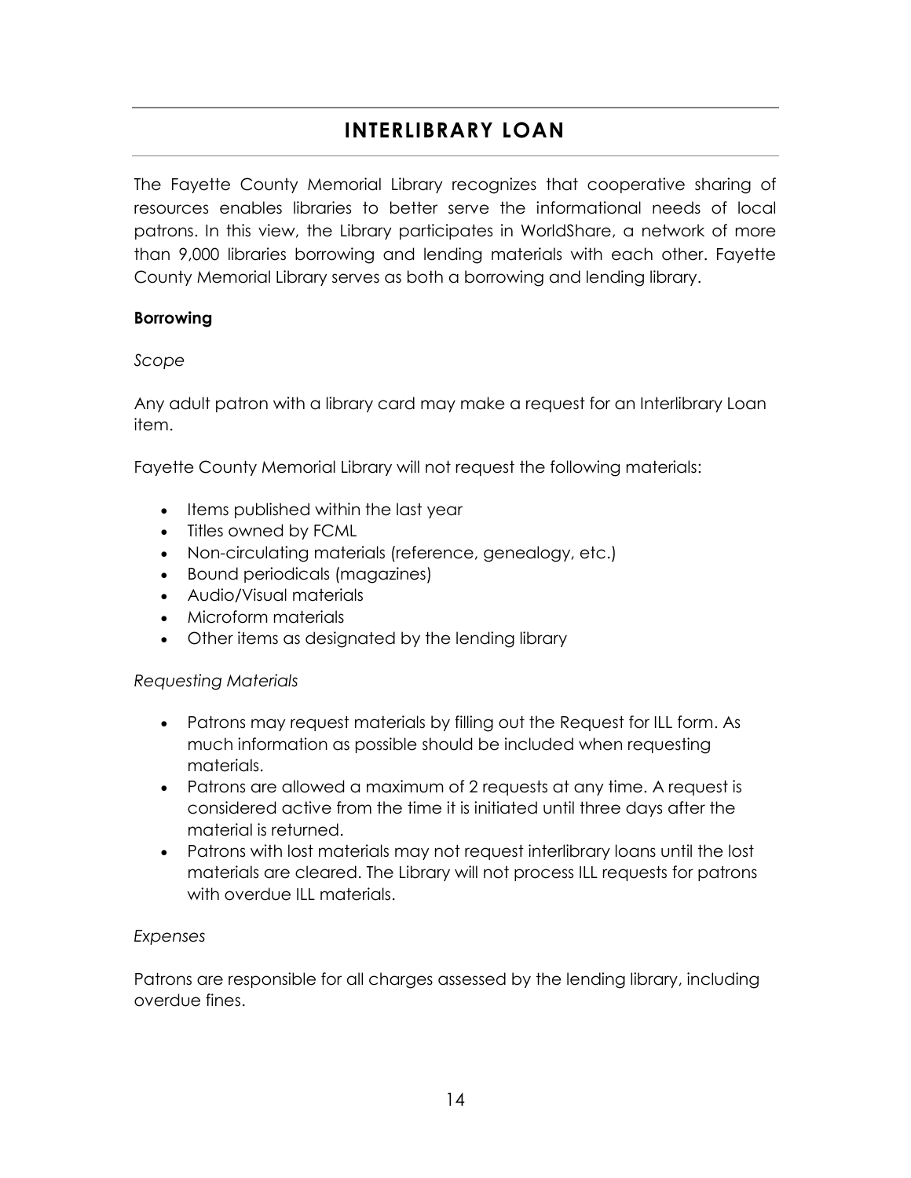# INTERLIBRARY LOAN

The Fayette County Memorial Library recognizes that cooperative sharing of resources enables libraries to better serve the informational needs of local patrons. In this view, the Library participates in WorldShare, a network of more than 9,000 libraries borrowing and lending materials with each other. Fayette County Memorial Library serves as both a borrowing and lending library.

**Borrowing**

*Scope*

Any adult patron with a library card may make a request for an Interlibrary Loan item.

Fayette County Memorial Library will not request the following materials:

- Items published within the last year
- Titles owned by FCML
- Non-circulating materials (reference, genealogy, etc.)
- Bound periodicals (magazines)
- Audio/Visual materials
- Microform materials
- Other items as designated by the lending library

*Requesting Materials*

- Patrons may request materials by filling out the Request for ILL form. As much information as possible should be included when requesting materials.
- Patrons are allowed a maximum of 2 requests at any time. A request is considered active from the time it is initiated until three days after the material is returned.
- Patrons with lost materials may not request interlibrary loans until the lost materials are cleared. The Library will not process ILL requests for patrons with overdue ILL materials.

*Expenses*

Patrons are responsible for all charges assessed by the lending library, including overdue fines.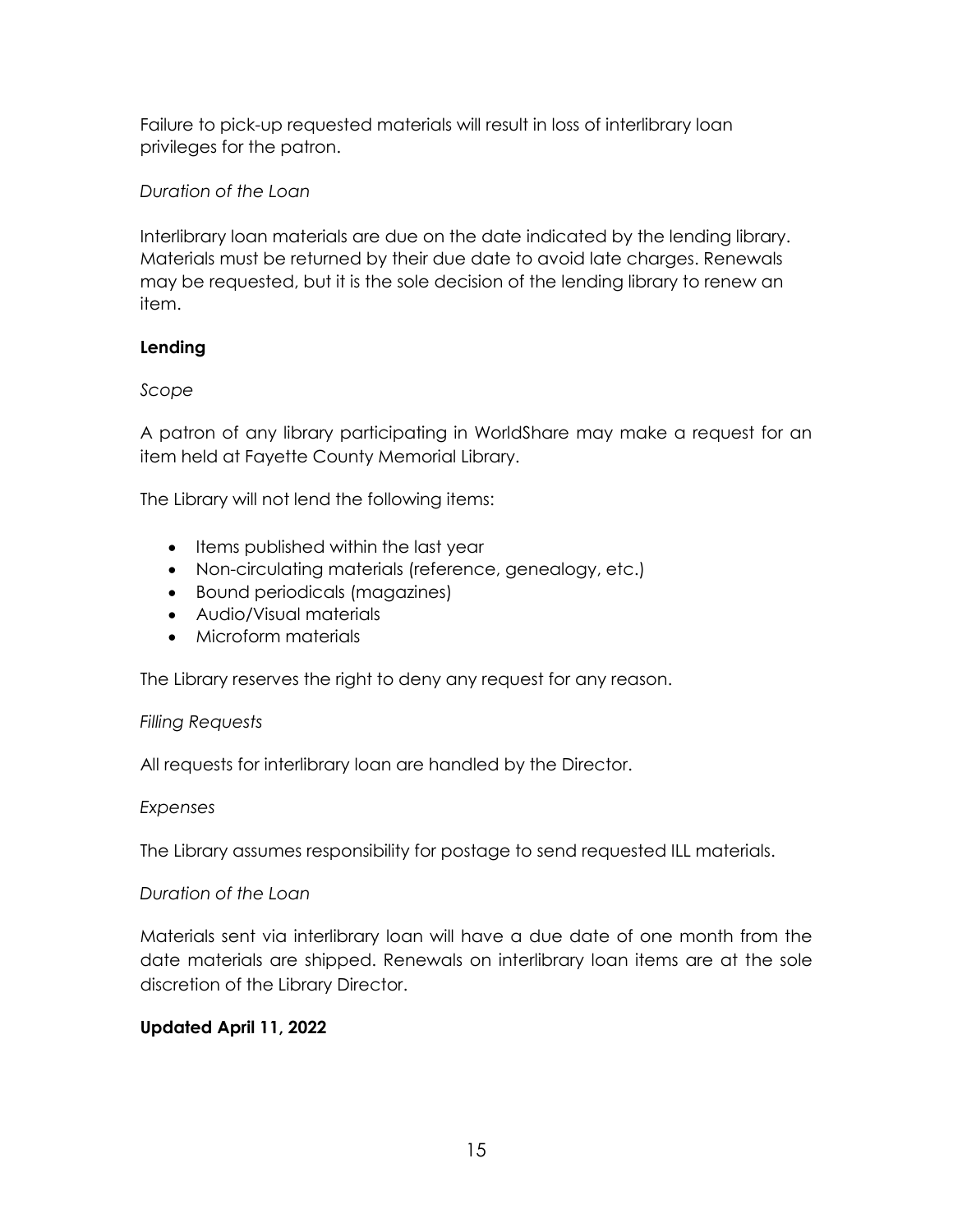Failure to pick-up requested materials will result in loss of interlibrary loan privileges for the patron.

*Duration of the Loan*

Interlibrary loan materials are due on the date indicated by the lending library. Materials must be returned by their due date to avoid late charges. Renewals may be requested, but it is the sole decision of the lending library to renew an item.

**Lending**

*Scope*

A patron of any library participating in WorldShare may make a request for an item held at Fayette County Memorial Library.

The Library will not lend the following items:

- Items published within the last year
- Non-circulating materials (reference, genealogy, etc.)
- Bound periodicals (magazines)
- Audio/Visual materials
- Microform materials

The Library reserves the right to deny any request for any reason.

*Filling Requests*

All requests for interlibrary loan are handled by the Director.

*Expenses*

The Library assumes responsibility for postage to send requested ILL materials.

*Duration of the Loan*

Materials sent via interlibrary loan will have a due date of one month from the date materials are shipped. Renewals on interlibrary loan items are at the sole discretion of the Library Director.

**Updated April 11, 2022**